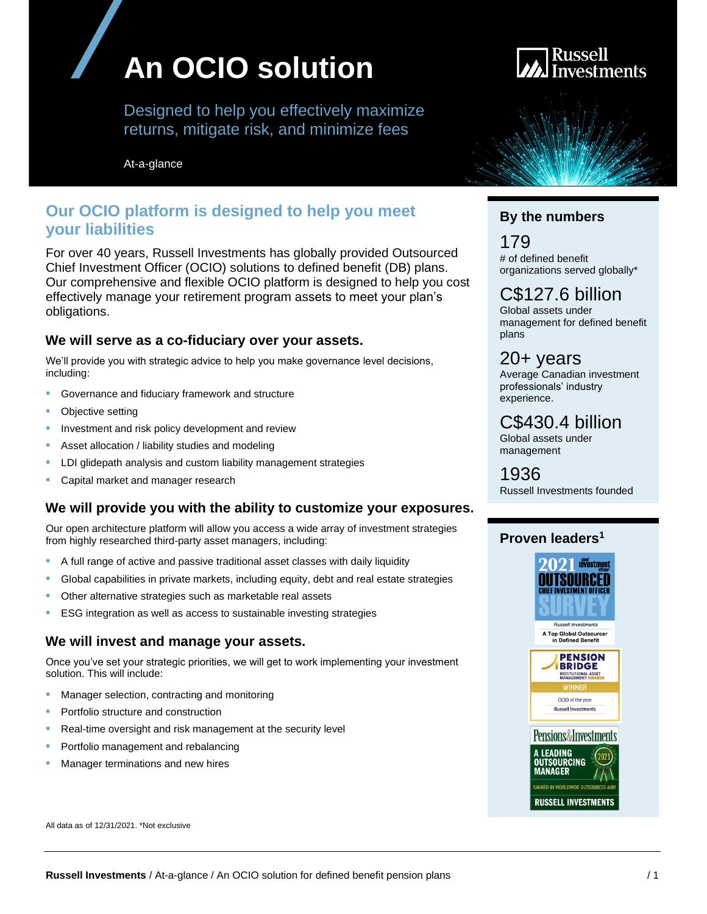# An OCIO solution

Designed to help you effectively maximize returns, mitigate risk, and minimize fees

At-a-glance

## Our OCIO platform is designed to help you meet your liabilities

For over 40 years, Russell Investments has globally provided Outsourced Chief Investment Officer (OCIO) solutions to defined benefit (DB) plans. Our comprehensive and flexible OCIO platform is designed to help you cost effectively manage your retirement program assets to meet your plan's obligations.

### We will serve as a co-fiduciary over your assets.

We'll provide you with strategic advice to help you make governance level decisions, including:

- Governance and fiduciary framework and structure
- Objective setting
- Investment and risk policy development and review
- Asset allocation / liability studies and modeling
- LDI glidepath analysis and custom liability management strategies
- Capital market and manager research

### We will provide you with the ability to customize your exposures.

Our open architecture platform will allow you access a wide array of investment strategies from highly researched third-party asset managers, including:

- A full range of active and passive traditional asset classes with daily liquidity
- Global capabilities in private markets, including equity, debt and real estate strategies
- Other alternative strategies such as marketable real assets
- ESG integration as well as access to sustainable investing strategies

### We will invest and manage your assets.

Once you've set your strategic priorities, we will get to work implementing your investment solution. This will include:

- Manager selection, contracting and monitoring
- Portfolio structure and construction
- Real-time oversight and risk management at the security level
- Portfolio management and rebalancing
- Manager terminations and new hires

All data as of 12/31/2021. *Not exclusive

### By the numbers

**179**
# of defined benefit organizations served globally*

**C$127.6 billion**
Global assets under management for defined benefit plans

**20+ years**
Average Canadian investment professionals' industry experience.

**C$430.4 billion**
Global assets under management

**1936**
Russell Investments founded

### Proven leaders[1]

2021 Chief Investment Officer Outsourced Chief Investment Officer Survey — Russell Investments — A Top Global Outsourcer in Defined Benefit

Pension Bridge Institutional Asset Management Awards — Winner — OCIO of the year — Russell Investments

Pensions&Investments — A Leading Outsourcing Manager 2021 — Ranked by worldwide outsourced AUM — Russell Investments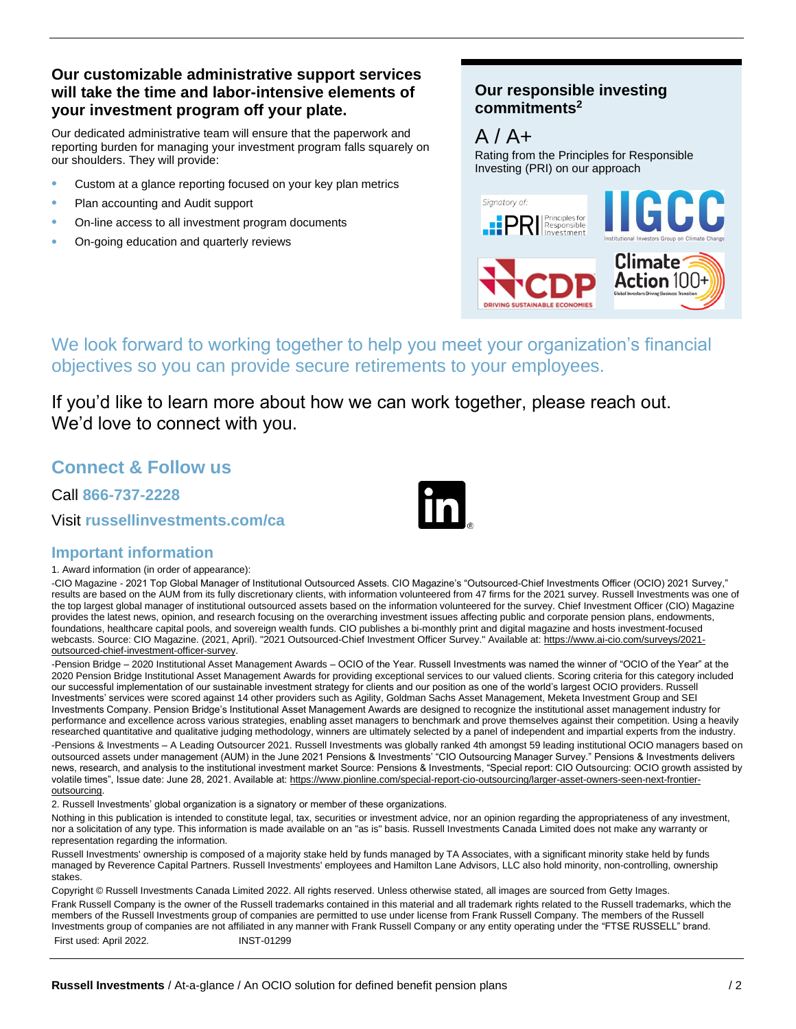## Our customizable administrative support services will take the time and labor-intensive elements of your investment program off your plate.

Our dedicated administrative team will ensure that the paperwork and reporting burden for managing your investment program falls squarely on our shoulders. They will provide:

- Custom at a glance reporting focused on your key plan metrics
- Plan accounting and Audit support
- On-line access to all investment program documents
- On-going education and quarterly reviews

### Our responsible investing commitments[2]

A / A+

Rating from the Principles for Responsible Investing (PRI) on our approach

Signatory of: PRI Principles for Responsible Investment

IIGCC Institutional Investors Group on Climate Change

CDP DRIVING SUSTAINABLE ECONOMIES

Climate Action 100+ Global Investors Driving Business Transition

We look forward to working together to help you meet your organization's financial objectives so you can provide secure retirements to your employees.

If you'd like to learn more about how we can work together, please reach out. We'd love to connect with you.

## Connect & Follow us

Call **866-737-2228**

Visit **russellinvestments.com/ca**

## Important information

1. Award information (in order of appearance):

-CIO Magazine - 2021 Top Global Manager of Institutional Outsourced Assets. CIO Magazine's "Outsourced-Chief Investments Officer (OCIO) 2021 Survey," results are based on the AUM from its fully discretionary clients, with information volunteered from 47 firms for the 2021 survey. Russell Investments was one of the top largest global manager of institutional outsourced assets based on the information volunteered for the survey. Chief Investment Officer (CIO) Magazine provides the latest news, opinion, and research focusing on the overarching investment issues affecting public and corporate pension plans, endowments, foundations, healthcare capital pools, and sovereign wealth funds. CIO publishes a bi-monthly print and digital magazine and hosts investment-focused webcasts. Source: CIO Magazine. (2021, April). "2021 Outsourced-Chief Investment Officer Survey." Available at: https://www.ai-cio.com/surveys/2021-outsourced-chief-investment-officer-survey.

-Pension Bridge – 2020 Institutional Asset Management Awards – OCIO of the Year. Russell Investments was named the winner of "OCIO of the Year" at the 2020 Pension Bridge Institutional Asset Management Awards for providing exceptional services to our valued clients. Scoring criteria for this category included our successful implementation of our sustainable investment strategy for clients and our position as one of the world's largest OCIO providers. Russell Investments' services were scored against 14 other providers such as Agility, Goldman Sachs Asset Management, Meketa Investment Group and SEI Investments Company. Pension Bridge's Institutional Asset Management Awards are designed to recognize the institutional asset management industry for performance and excellence across various strategies, enabling asset managers to benchmark and prove themselves against their competition. Using a heavily researched quantitative and qualitative judging methodology, winners are ultimately selected by a panel of independent and impartial experts from the industry.

-Pensions & Investments – A Leading Outsourcer 2021. Russell Investments was globally ranked 4th amongst 59 leading institutional OCIO managers based on outsourced assets under management (AUM) in the June 2021 Pensions & Investments' "CIO Outsourcing Manager Survey." Pensions & Investments delivers news, research, and analysis to the institutional investment market Source: Pensions & Investments, "Special report: CIO Outsourcing: OCIO growth assisted by volatile times", Issue date: June 28, 2021. Available at: https://www.pionline.com/special-report-cio-outsourcing/larger-asset-owners-seen-next-frontier-outsourcing.

2. Russell Investments' global organization is a signatory or member of these organizations.

Nothing in this publication is intended to constitute legal, tax, securities or investment advice, nor an opinion regarding the appropriateness of any investment, nor a solicitation of any type. This information is made available on an "as is" basis. Russell Investments Canada Limited does not make any warranty or representation regarding the information.

Russell Investments' ownership is composed of a majority stake held by funds managed by TA Associates, with a significant minority stake held by funds managed by Reverence Capital Partners. Russell Investments' employees and Hamilton Lane Advisors, LLC also hold minority, non-controlling, ownership stakes.

Copyright © Russell Investments Canada Limited 2022. All rights reserved. Unless otherwise stated, all images are sourced from Getty Images.

Frank Russell Company is the owner of the Russell trademarks contained in this material and all trademark rights related to the Russell trademarks, which the members of the Russell Investments group of companies are permitted to use under license from Frank Russell Company. The members of the Russell Investments group of companies are not affiliated in any manner with Frank Russell Company or any entity operating under the "FTSE RUSSELL" brand.

First used: April 2022. INST-01299